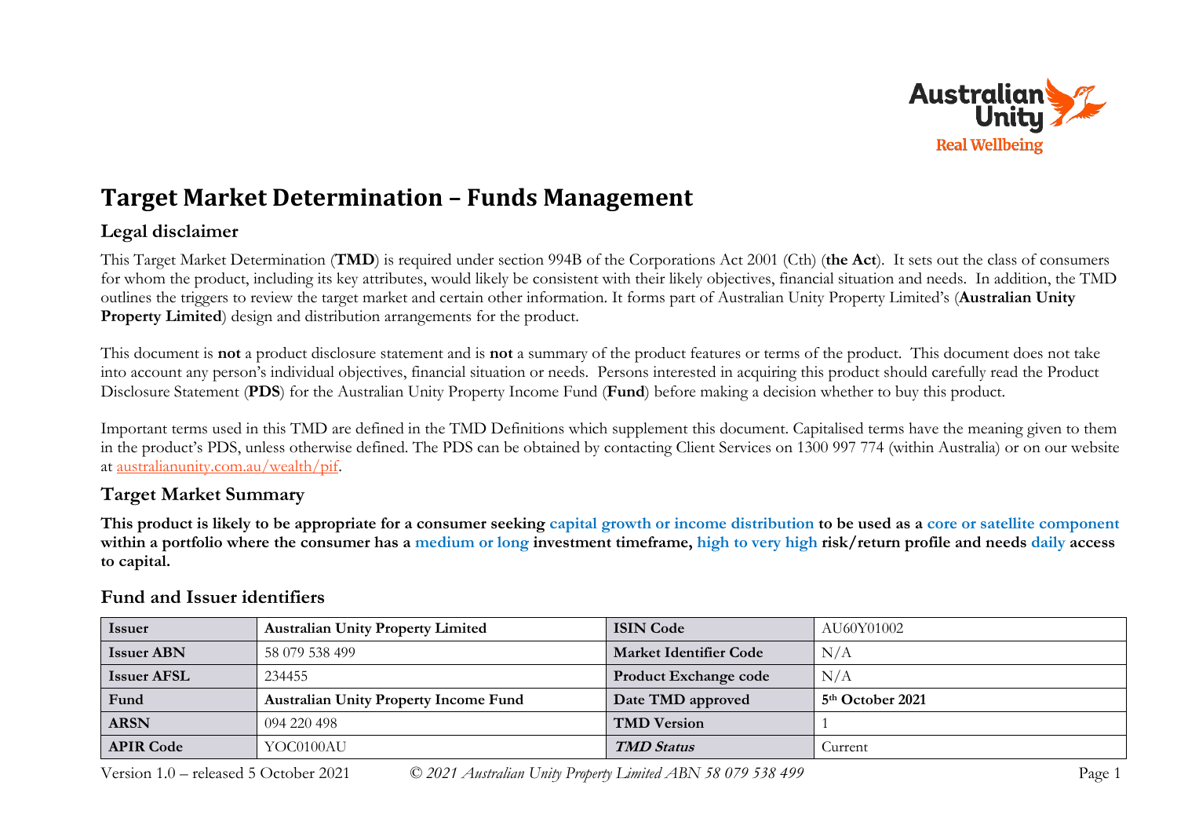# Target Market Determination – Funds Management

## Legal disclaimer

This Target Market Determination (**TMD**) is required under section 994B of the Corporations Act 2001 (Cth) (**the Act**). It sets out the class of consumers for whom the product, including its key attributes, would likely be consistent with their likely objectives, financial situation and needs. In addition, the TMD outlines the triggers to review the target market and certain other information. It forms part of Australian Unity Property Limited's (**Australian Unity Property Limited**) design and distribution arrangements for the product.

This document is **not** a product disclosure statement and is **not** a summary of the product features or terms of the product. This document does not take into account any person's individual objectives, financial situation or needs. Persons interested in acquiring this product should carefully read the Product Disclosure Statement (**PDS**) for the Australian Unity Property Income Fund (**Fund**) before making a decision whether to buy this product.

Important terms used in this TMD are defined in the TMD Definitions which supplement this document. Capitalised terms have the meaning given to them in the product's PDS, unless otherwise defined. The PDS can be obtained by contacting Client Services on 1300 997 774 (within Australia) or on our website at australianunity.com.au/wealth/pif.

## Target Market Summary

**This product is likely to be appropriate for a consumer seeking capital growth or income distribution to be used as a core or satellite component within a portfolio where the consumer has a medium or long investment timeframe, high to very high risk/return profile and needs daily access to capital.**

## Fund and Issuer identifiers

| | | | |
|---|---|---|---|
| **Issuer** | **Australian Unity Property Limited** | **ISIN Code** | AU60Y01002 |
| **Issuer ABN** | 58 079 538 499 | **Market Identifier Code** | N/A |
| **Issuer AFSL** | 234455 | **Product Exchange code** | N/A |
| **Fund** | **Australian Unity Property Income Fund** | **Date TMD approved** | **5th October 2021** |
| **ARSN** | 094 220 498 | **TMD Version** | 1 |
| **APIR Code** | YOC0100AU | ***TMD Status*** | Current |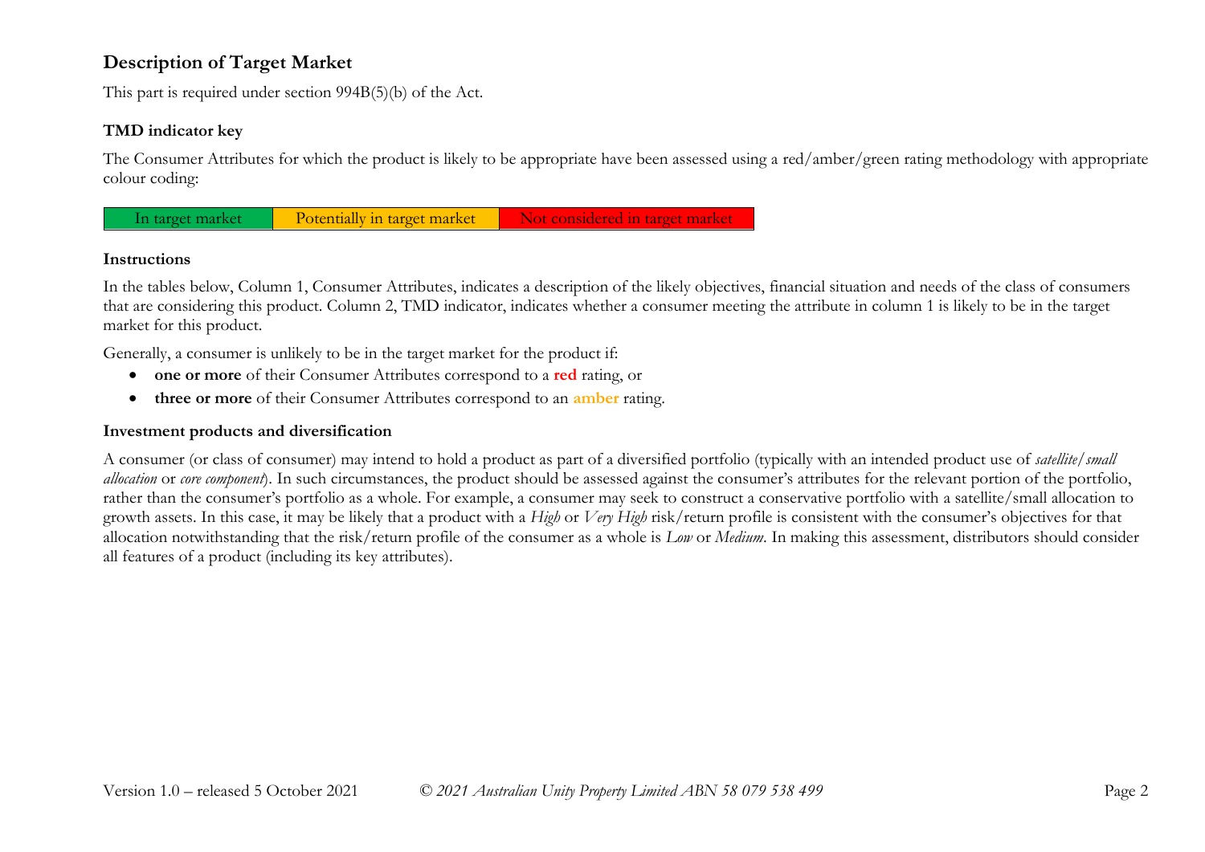## Description of Target Market

This part is required under section 994B(5)(b) of the Act.

### TMD indicator key

The Consumer Attributes for which the product is likely to be appropriate have been assessed using a red/amber/green rating methodology with appropriate colour coding:

| In target market | Potentially in target market | Not considered in target market |
|---|---|---|

### Instructions

In the tables below, Column 1, Consumer Attributes, indicates a description of the likely objectives, financial situation and needs of the class of consumers that are considering this product. Column 2, TMD indicator, indicates whether a consumer meeting the attribute in column 1 is likely to be in the target market for this product.

Generally, a consumer is unlikely to be in the target market for the product if:

- **one or more** of their Consumer Attributes correspond to a **red** rating, or
- **three or more** of their Consumer Attributes correspond to an **amber** rating.

### Investment products and diversification

A consumer (or class of consumer) may intend to hold a product as part of a diversified portfolio (typically with an intended product use of *satellite/small allocation* or *core component*). In such circumstances, the product should be assessed against the consumer's attributes for the relevant portion of the portfolio, rather than the consumer's portfolio as a whole. For example, a consumer may seek to construct a conservative portfolio with a satellite/small allocation to growth assets. In this case, it may be likely that a product with a *High* or *Very High* risk/return profile is consistent with the consumer's objectives for that allocation notwithstanding that the risk/return profile of the consumer as a whole is *Low* or *Medium*. In making this assessment, distributors should consider all features of a product (including its key attributes).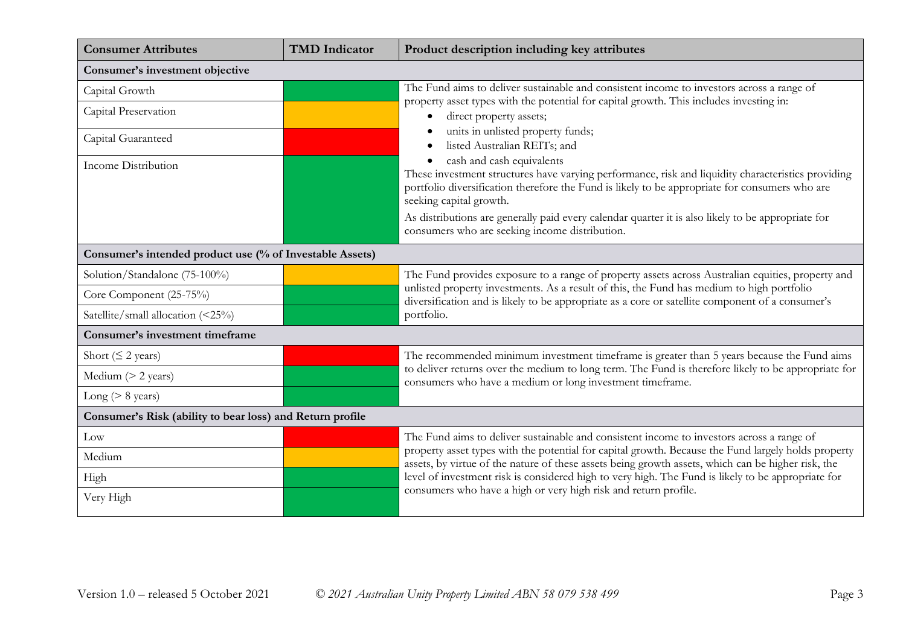| Consumer Attributes | TMD Indicator | Product description including key attributes |
|---|---|---|
| **Consumer's investment objective** | | |
| Capital Growth | Green | The Fund aims to deliver sustainable and consistent income to investors across a range of property asset types with the potential for capital growth. This includes investing in: • direct property assets; • units in unlisted property funds; • listed Australian REITs; and • cash and cash equivalents. These investment structures have varying performance, risk and liquidity characteristics providing portfolio diversification therefore the Fund is likely to be appropriate for consumers who are seeking capital growth. As distributions are generally paid every calendar quarter it is also likely to be appropriate for consumers who are seeking income distribution. |
| Capital Preservation | Amber | |
| Capital Guaranteed | Red | |
| Income Distribution | Green | |
| **Consumer's intended product use (% of Investable Assets)** | | |
| Solution/Standalone (75-100%) | Amber | The Fund provides exposure to a range of property assets across Australian equities, property and unlisted property investments. As a result of this, the Fund has medium to high portfolio diversification and is likely to be appropriate as a core or satellite component of a consumer's portfolio. |
| Core Component (25-75%) | Green | |
| Satellite/small allocation (<25%) | Green | |
| **Consumer's investment timeframe** | | |
| Short (≤ 2 years) | Red | The recommended minimum investment timeframe is greater than 5 years because the Fund aims to deliver returns over the medium to long term. The Fund is therefore likely to be appropriate for consumers who have a medium or long investment timeframe. |
| Medium (> 2 years) | Green | |
| Long (> 8 years) | Green | |
| **Consumer's Risk (ability to bear loss) and Return profile** | | |
| Low | Red | The Fund aims to deliver sustainable and consistent income to investors across a range of property asset types with the potential for capital growth. Because the Fund largely holds property assets, by virtue of the nature of these assets being growth assets, which can be higher risk, the level of investment risk is considered high to very high. The Fund is likely to be appropriate for consumers who have a high or very high risk and return profile. |
| Medium | Amber | |
| High | Green | |
| Very High | Green | |

Version 1.0 – released 5 October 2021 *© 2021 Australian Unity Property Limited ABN 58 079 538 499*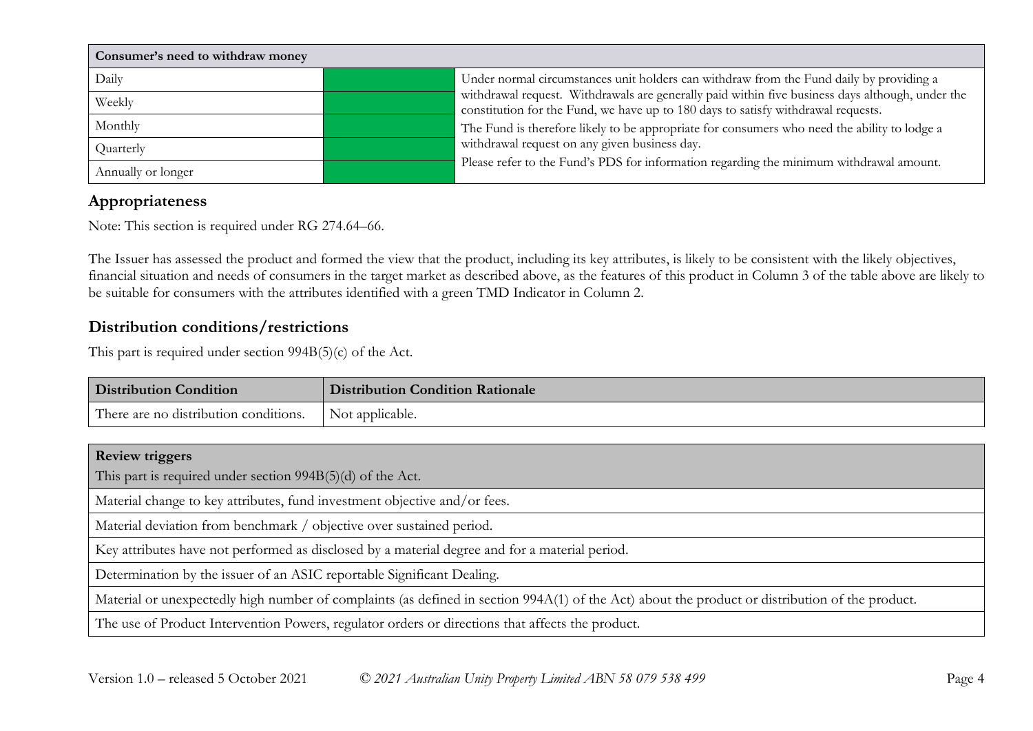| Consumer's need to withdraw money | | |
|---|---|---|
| Daily | | Under normal circumstances unit holders can withdraw from the Fund daily by providing a withdrawal request. Withdrawals are generally paid within five business days although, under the constitution for the Fund, we have up to 180 days to satisfy withdrawal requests.<br>The Fund is therefore likely to be appropriate for consumers who need the ability to lodge a withdrawal request on any given business day.<br>Please refer to the Fund's PDS for information regarding the minimum withdrawal amount. |
| Weekly | | |
| Monthly | | |
| Quarterly | | |
| Annually or longer | | |

## Appropriateness

Note: This section is required under RG 274.64–66.

The Issuer has assessed the product and formed the view that the product, including its key attributes, is likely to be consistent with the likely objectives, financial situation and needs of consumers in the target market as described above, as the features of this product in Column 3 of the table above are likely to be suitable for consumers with the attributes identified with a green TMD Indicator in Column 2.

## Distribution conditions/restrictions

This part is required under section 994B(5)(c) of the Act.

| Distribution Condition | Distribution Condition Rationale |
|---|---|
| There are no distribution conditions. | Not applicable. |

| **Review triggers**<br>This part is required under section 994B(5)(d) of the Act. |
|---|
| Material change to key attributes, fund investment objective and/or fees. |
| Material deviation from benchmark / objective over sustained period. |
| Key attributes have not performed as disclosed by a material degree and for a material period. |
| Determination by the issuer of an ASIC reportable Significant Dealing. |
| Material or unexpectedly high number of complaints (as defined in section 994A(1) of the Act) about the product or distribution of the product. |
| The use of Product Intervention Powers, regulator orders or directions that affects the product. |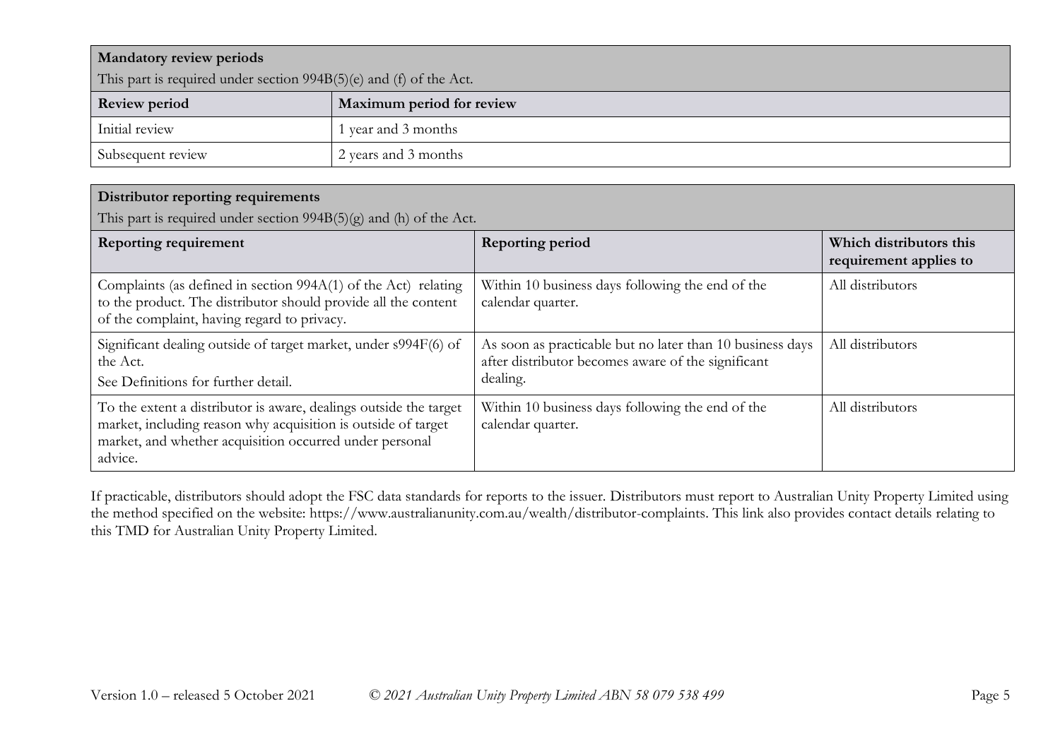| **Mandatory review periods**<br>This part is required under section 994B(5)(e) and (f) of the Act. | |
|---|---|
| **Review period** | **Maximum period for review** |
| Initial review | 1 year and 3 months |
| Subsequent review | 2 years and 3 months |

| **Distributor reporting requirements**<br>This part is required under section 994B(5)(g) and (h) of the Act. | | |
|---|---|---|
| **Reporting requirement** | **Reporting period** | **Which distributors this requirement applies to** |
| Complaints (as defined in section 994A(1) of the Act) relating to the product. The distributor should provide all the content of the complaint, having regard to privacy. | Within 10 business days following the end of the calendar quarter. | All distributors |
| Significant dealing outside of target market, under s994F(6) of the Act.<br>See Definitions for further detail. | As soon as practicable but no later than 10 business days after distributor becomes aware of the significant dealing. | All distributors |
| To the extent a distributor is aware, dealings outside the target market, including reason why acquisition is outside of target market, and whether acquisition occurred under personal advice. | Within 10 business days following the end of the calendar quarter. | All distributors |

If practicable, distributors should adopt the FSC data standards for reports to the issuer. Distributors must report to Australian Unity Property Limited using the method specified on the website: https://www.australianunity.com.au/wealth/distributor-complaints. This link also provides contact details relating to this TMD for Australian Unity Property Limited.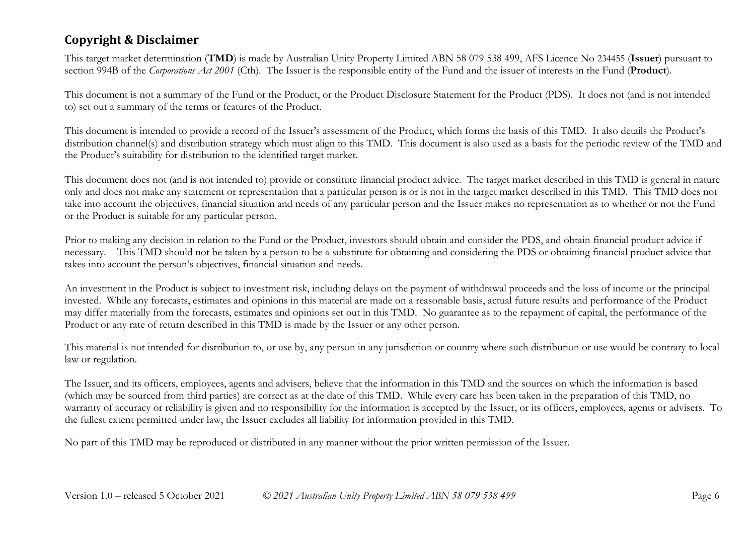## Copyright & Disclaimer

This target market determination (**TMD**) is made by Australian Unity Property Limited ABN 58 079 538 499, AFS Licence No 234455 (**Issuer**) pursuant to section 994B of the *Corporations Act 2001* (Cth). The Issuer is the responsible entity of the Fund and the issuer of interests in the Fund (**Product**).

This document is not a summary of the Fund or the Product, or the Product Disclosure Statement for the Product (PDS). It does not (and is not intended to) set out a summary of the terms or features of the Product.

This document is intended to provide a record of the Issuer's assessment of the Product, which forms the basis of this TMD. It also details the Product's distribution channel(s) and distribution strategy which must align to this TMD. This document is also used as a basis for the periodic review of the TMD and the Product's suitability for distribution to the identified target market.

This document does not (and is not intended to) provide or constitute financial product advice. The target market described in this TMD is general in nature only and does not make any statement or representation that a particular person is or is not in the target market described in this TMD. This TMD does not take into account the objectives, financial situation and needs of any particular person and the Issuer makes no representation as to whether or not the Fund or the Product is suitable for any particular person.

Prior to making any decision in relation to the Fund or the Product, investors should obtain and consider the PDS, and obtain financial product advice if necessary. This TMD should not be taken by a person to be a substitute for obtaining and considering the PDS or obtaining financial product advice that takes into account the person's objectives, financial situation and needs.

An investment in the Product is subject to investment risk, including delays on the payment of withdrawal proceeds and the loss of income or the principal invested. While any forecasts, estimates and opinions in this material are made on a reasonable basis, actual future results and performance of the Product may differ materially from the forecasts, estimates and opinions set out in this TMD. No guarantee as to the repayment of capital, the performance of the Product or any rate of return described in this TMD is made by the Issuer or any other person.

This material is not intended for distribution to, or use by, any person in any jurisdiction or country where such distribution or use would be contrary to local law or regulation.

The Issuer, and its officers, employees, agents and advisers, believe that the information in this TMD and the sources on which the information is based (which may be sourced from third parties) are correct as at the date of this TMD. While every care has been taken in the preparation of this TMD, no warranty of accuracy or reliability is given and no responsibility for the information is accepted by the Issuer, or its officers, employees, agents or advisers. To the fullest extent permitted under law, the Issuer excludes all liability for information provided in this TMD.

No part of this TMD may be reproduced or distributed in any manner without the prior written permission of the Issuer.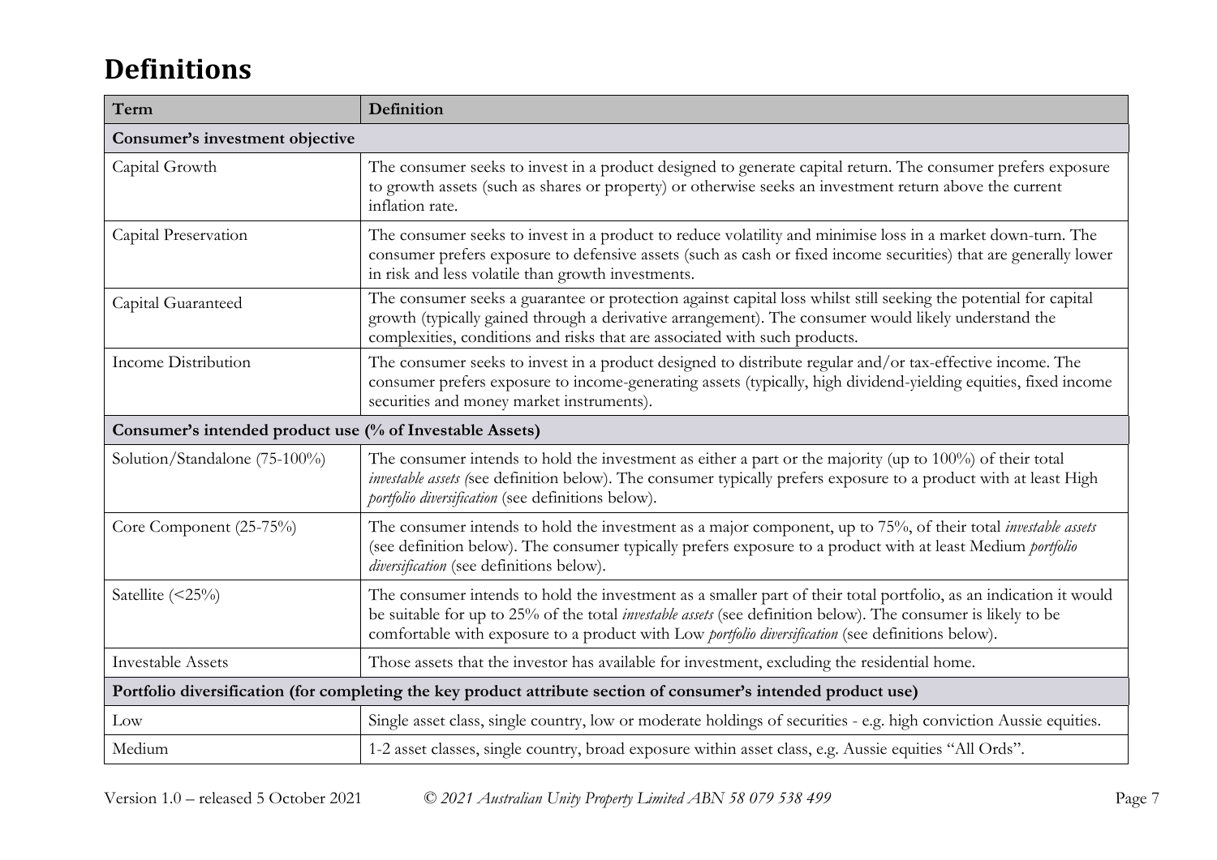# Definitions

| Term | Definition |
|---|---|
| **Consumer's investment objective** | |
| Capital Growth | The consumer seeks to invest in a product designed to generate capital return. The consumer prefers exposure to growth assets (such as shares or property) or otherwise seeks an investment return above the current inflation rate. |
| Capital Preservation | The consumer seeks to invest in a product to reduce volatility and minimise loss in a market down-turn. The consumer prefers exposure to defensive assets (such as cash or fixed income securities) that are generally lower in risk and less volatile than growth investments. |
| Capital Guaranteed | The consumer seeks a guarantee or protection against capital loss whilst still seeking the potential for capital growth (typically gained through a derivative arrangement). The consumer would likely understand the complexities, conditions and risks that are associated with such products. |
| Income Distribution | The consumer seeks to invest in a product designed to distribute regular and/or tax-effective income. The consumer prefers exposure to income-generating assets (typically, high dividend-yielding equities, fixed income securities and money market instruments). |
| **Consumer's intended product use (% of Investable Assets)** | |
| Solution/Standalone (75-100%) | The consumer intends to hold the investment as either a part or the majority (up to 100%) of their total *investable assets (*see definition below). The consumer typically prefers exposure to a product with at least High *portfolio diversification* (see definitions below). |
| Core Component (25-75%) | The consumer intends to hold the investment as a major component, up to 75%, of their total *investable assets* (see definition below). The consumer typically prefers exposure to a product with at least Medium *portfolio diversification* (see definitions below). |
| Satellite (<25%) | The consumer intends to hold the investment as a smaller part of their total portfolio, as an indication it would be suitable for up to 25% of the total *investable assets* (see definition below). The consumer is likely to be comfortable with exposure to a product with Low *portfolio diversification* (see definitions below). |
| Investable Assets | Those assets that the investor has available for investment, excluding the residential home. |
| **Portfolio diversification (for completing the key product attribute section of consumer's intended product use)** | |
| Low | Single asset class, single country, low or moderate holdings of securities - e.g. high conviction Aussie equities. |
| Medium | 1-2 asset classes, single country, broad exposure within asset class, e.g. Aussie equities "All Ords". |

Version 1.0 – released 5 October 2021 *© 2021 Australian Unity Property Limited ABN 58 079 538 499*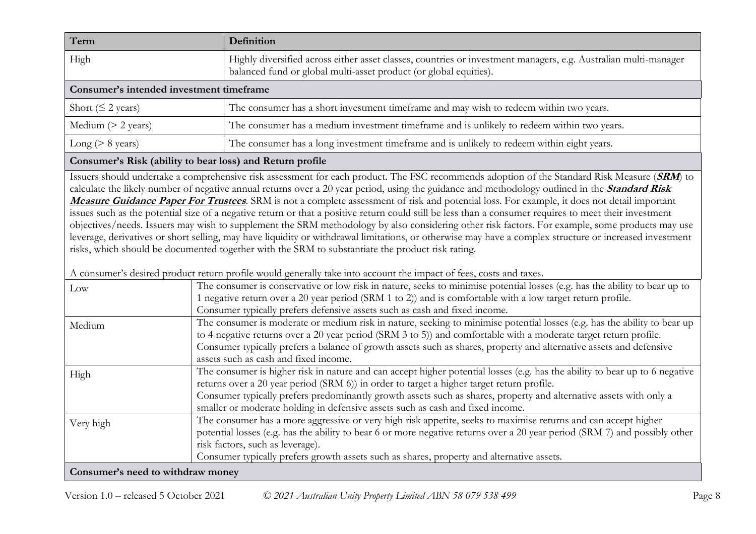| Term | Definition |
| --- | --- |
| High | Highly diversified across either asset classes, countries or investment managers, e.g. Australian multi-manager balanced fund or global multi-asset product (or global equities). |
| **Consumer's intended investment timeframe** | |
| Short (≤ 2 years) | The consumer has a short investment timeframe and may wish to redeem within two years. |
| Medium (> 2 years) | The consumer has a medium investment timeframe and is unlikely to redeem within two years. |
| Long (> 8 years) | The consumer has a long investment timeframe and is unlikely to redeem within eight years. |
| **Consumer's Risk (ability to bear loss) and Return profile** | |
| Issuers should undertake a comprehensive risk assessment for each product. The FSC recommends adoption of the Standard Risk Measure (***SRM***) to calculate the likely number of negative annual returns over a 20 year period, using the guidance and methodology outlined in the ***Standard Risk Measure Guidance Paper For Trustees***. SRM is not a complete assessment of risk and potential loss. For example, it does not detail important issues such as the potential size of a negative return or that a positive return could still be less than a consumer requires to meet their investment objectives/needs. Issuers may wish to supplement the SRM methodology by also considering other risk factors. For example, some products may use leverage, derivatives or short selling, may have liquidity or withdrawal limitations, or otherwise may have a complex structure or increased investment risks, which should be documented together with the SRM to substantiate the product risk rating. <br><br> A consumer's desired product return profile would generally take into account the impact of fees, costs and taxes. | |
| Low | The consumer is conservative or low risk in nature, seeks to minimise potential losses (e.g. has the ability to bear up to 1 negative return over a 20 year period (SRM 1 to 2)) and is comfortable with a low target return profile. <br> Consumer typically prefers defensive assets such as cash and fixed income. |
| Medium | The consumer is moderate or medium risk in nature, seeking to minimise potential losses (e.g. has the ability to bear up to 4 negative returns over a 20 year period (SRM 3 to 5)) and comfortable with a moderate target return profile. <br> Consumer typically prefers a balance of growth assets such as shares, property and alternative assets and defensive assets such as cash and fixed income. |
| High | The consumer is higher risk in nature and can accept higher potential losses (e.g. has the ability to bear up to 6 negative returns over a 20 year period (SRM 6)) in order to target a higher target return profile. <br> Consumer typically prefers predominantly growth assets such as shares, property and alternative assets with only a smaller or moderate holding in defensive assets such as cash and fixed income. |
| Very high | The consumer has a more aggressive or very high risk appetite, seeks to maximise returns and can accept higher potential losses (e.g. has the ability to bear 6 or more negative returns over a 20 year period (SRM 7) and possibly other risk factors, such as leverage). <br> Consumer typically prefers growth assets such as shares, property and alternative assets. |
| **Consumer's need to withdraw money** | |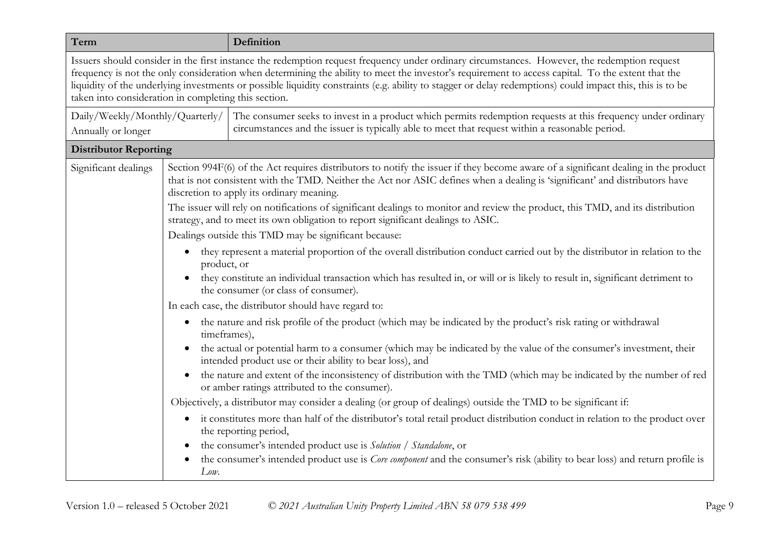| Term | Definition |
|---|---|
| Issuers should consider in the first instance the redemption request frequency under ordinary circumstances. However, the redemption request frequency is not the only consideration when determining the ability to meet the investor's requirement to access capital. To the extent that the liquidity of the underlying investments or possible liquidity constraints (e.g. ability to stagger or delay redemptions) could impact this, this is to be taken into consideration in completing this section. | |
| Daily/Weekly/Monthly/Quarterly/ Annually or longer | The consumer seeks to invest in a product which permits redemption requests at this frequency under ordinary circumstances and the issuer is typically able to meet that request within a reasonable period. |
| **Distributor Reporting** | |
| Significant dealings | Section 994F(6) of the Act requires distributors to notify the issuer if they become aware of a significant dealing in the product that is not consistent with the TMD. Neither the Act nor ASIC defines when a dealing is 'significant' and distributors have discretion to apply its ordinary meaning.<br><br>The issuer will rely on notifications of significant dealings to monitor and review the product, this TMD, and its distribution strategy, and to meet its own obligation to report significant dealings to ASIC.<br><br>Dealings outside this TMD may be significant because:<br>• they represent a material proportion of the overall distribution conduct carried out by the distributor in relation to the product, or<br>• they constitute an individual transaction which has resulted in, or will or is likely to result in, significant detriment to the consumer (or class of consumer).<br><br>In each case, the distributor should have regard to:<br>• the nature and risk profile of the product (which may be indicated by the product's risk rating or withdrawal timeframes),<br>• the actual or potential harm to a consumer (which may be indicated by the value of the consumer's investment, their intended product use or their ability to bear loss), and<br>• the nature and extent of the inconsistency of distribution with the TMD (which may be indicated by the number of red or amber ratings attributed to the consumer).<br><br>Objectively, a distributor may consider a dealing (or group of dealings) outside the TMD to be significant if:<br>• it constitutes more than half of the distributor's total retail product distribution conduct in relation to the product over the reporting period,<br>• the consumer's intended product use is *Solution / Standalone*, or<br>• the consumer's intended product use is *Core component* and the consumer's risk (ability to bear loss) and return profile is *Low*. |

Version 1.0 – released 5 October 2021 *© 2021 Australian Unity Property Limited ABN 58 079 538 499*